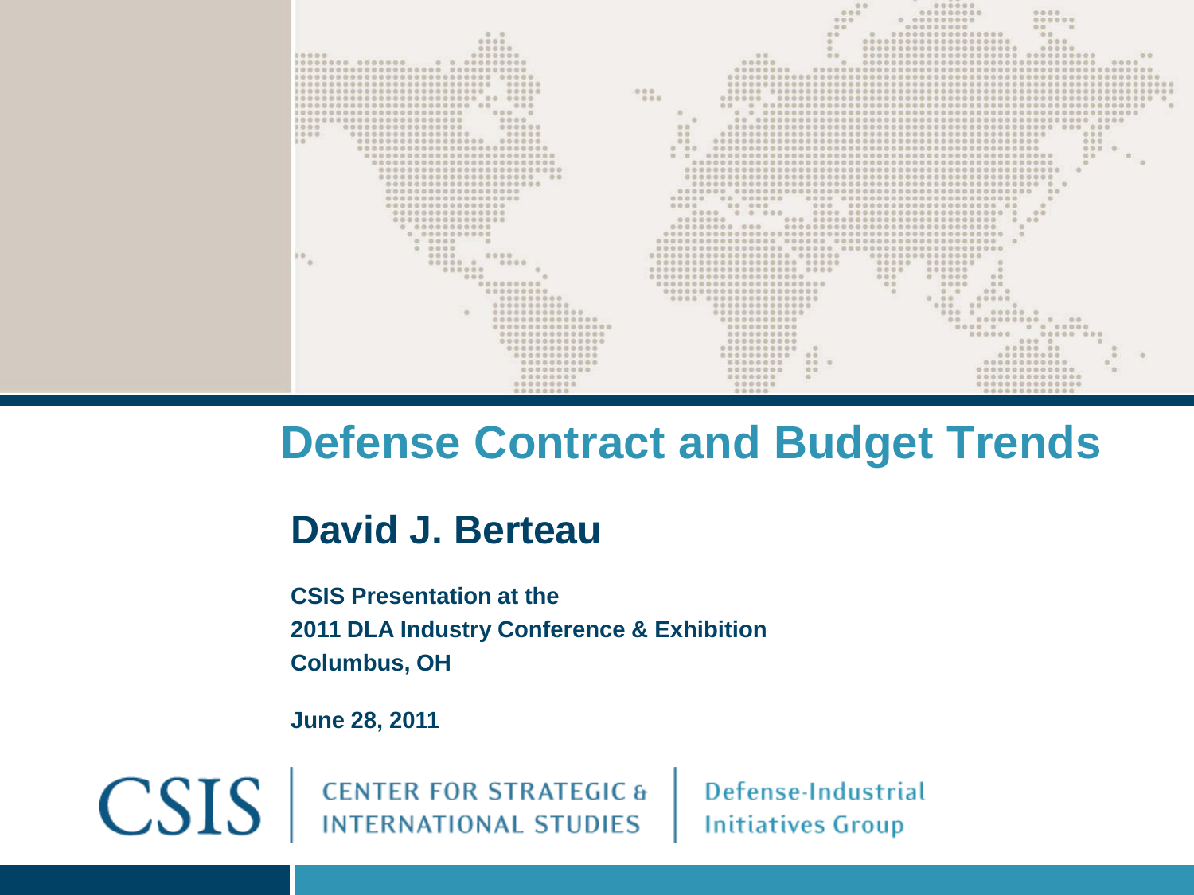# Defense Contract and Budget Trends

## David J. Berteau

**CSIS Presentation at the**
**2011 DLA Industry Conference & Exhibition**
**Columbus, OH**

**June 28, 2011**

CSIS | CENTER FOR STRATEGIC & INTERNATIONAL STUDIES | Defense-Industrial Initiatives Group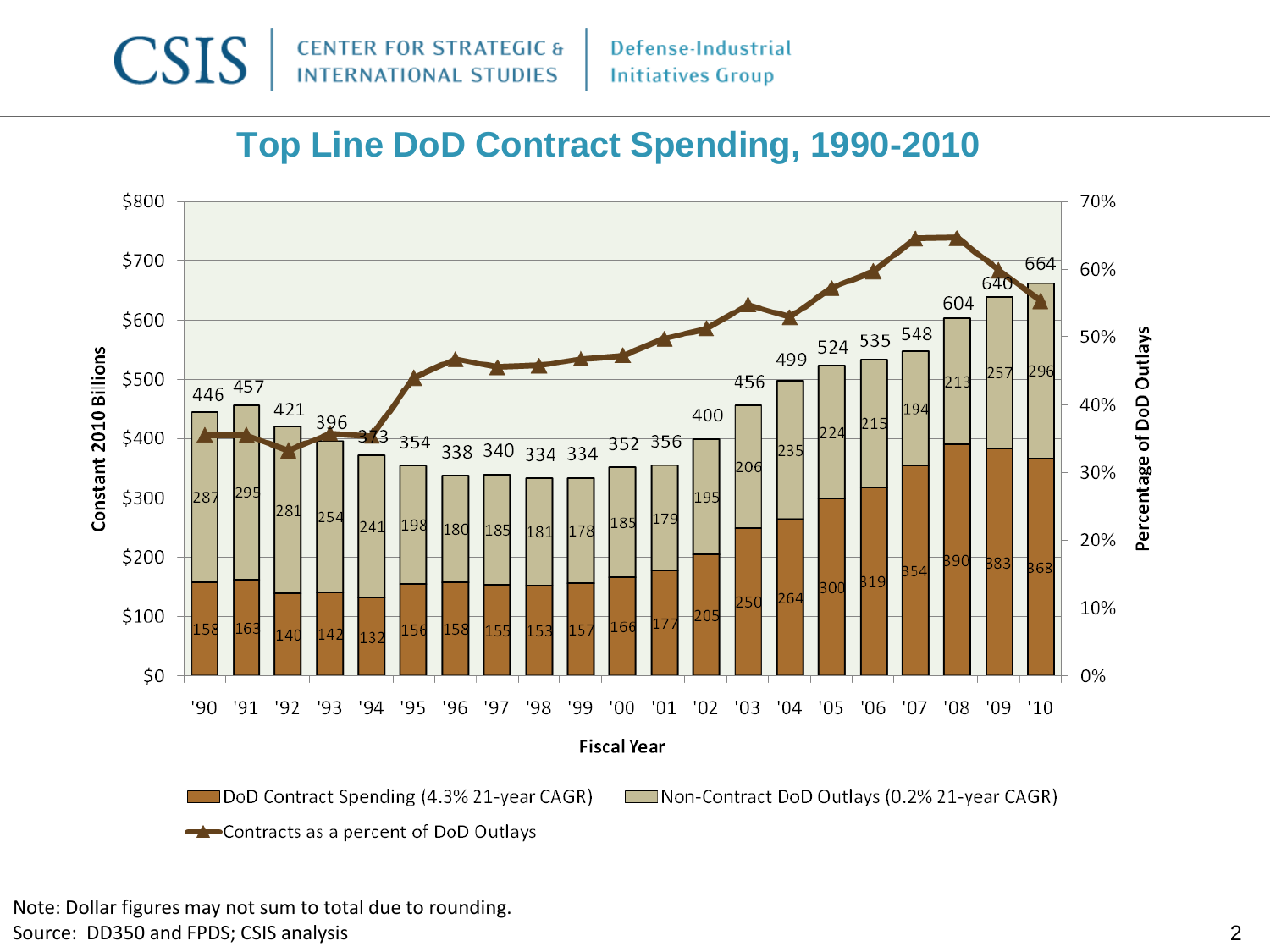# Top Line DoD Contract Spending, 1990-2010

| Fiscal Year | DoD Contract Spending (4.3% 21-year CAGR) | Non-Contract DoD Outlays (0.2% 21-year CAGR) | Total |
|---|---|---|---|
| '90 | 158 | 287 | 446 |
| '91 | 163 | 295 | 457 |
| '92 | 140 | 281 | 421 |
| '93 | 142 | 254 | 396 |
| '94 | 132 | 241 | 373 |
| '95 | 156 | 198 | 354 |
| '96 | 158 | 180 | 338 |
| '97 | 155 | 185 | 340 |
| '98 | 153 | 181 | 334 |
| '99 | 157 | 178 | 334 |
| '00 | 166 | 185 | 352 |
| '01 | 177 | 179 | 356 |
| '02 | 205 | 195 | 400 |
| '03 | 250 | 206 | 456 |
| '04 | 264 | 235 | 499 |
| '05 | 300 | 224 | 524 |
| '06 | 319 | 215 | 535 |
| '07 | 354 | 194 | 548 |
| '08 | 390 | 213 | 604 |
| '09 | 383 | 257 | 640 |
| '10 | 368 | 296 | 664 |

Constant 2010 Billions; Contracts as a percent of DoD Outlays plotted on secondary axis (Percentage of DoD Outlays, 0%–70%).

Note: Dollar figures may not sum to total due to rounding.

Source: DD350 and FPDS; CSIS analysis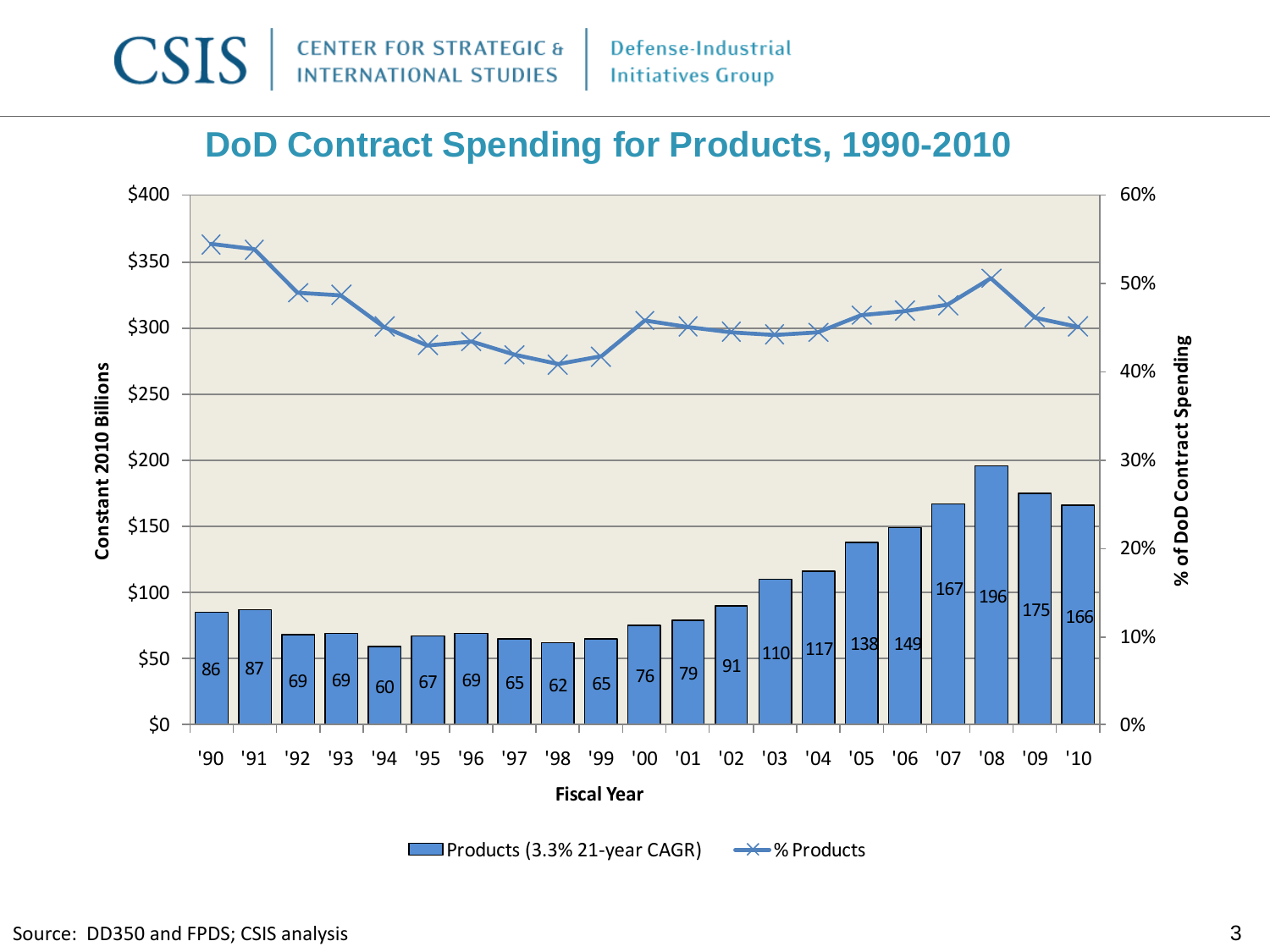# DoD Contract Spending for Products, 1990-2010

| Fiscal Year | Products (Constant 2010 Billions) |
| --- | --- |
| '90 | 86 |
| '91 | 87 |
| '92 | 69 |
| '93 | 69 |
| '94 | 60 |
| '95 | 67 |
| '96 | 69 |
| '97 | 65 |
| '98 | 62 |
| '99 | 65 |
| '00 | 76 |
| '01 | 79 |
| '02 | 91 |
| '03 | 110 |
| '04 | 117 |
| '05 | 138 |
| '06 | 149 |
| '07 | 167 |
| '08 | 196 |
| '09 | 175 |
| '10 | 166 |

Legend: Products (3.3% 21-year CAGR); % Products

Left axis: Constant 2010 Billions ($0–$400). Right axis: % of DoD Contract Spending (0%–60%). X-axis: Fiscal Year.

Source: DD350 and FPDS; CSIS analysis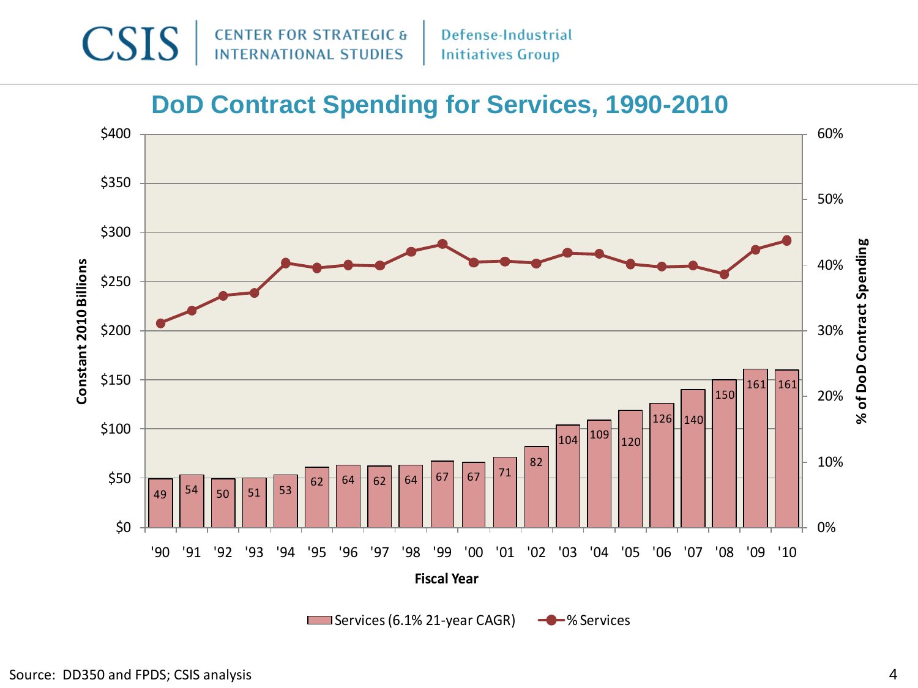## DoD Contract Spending for Services, 1990-2010

| Fiscal Year | '90 | '91 | '92 | '93 | '94 | '95 | '96 | '97 | '98 | '99 | '00 | '01 | '02 | '03 | '04 | '05 | '06 | '07 | '08 | '09 | '10 |
|---|---|---|---|---|---|---|---|---|---|---|---|---|---|---|---|---|---|---|---|---|---|
| Services (6.1% 21-year CAGR), Constant 2010 Billions | 49 | 54 | 50 | 51 | 53 | 62 | 64 | 62 | 64 | 67 | 67 | 71 | 82 | 104 | 109 | 120 | 126 | 140 | 150 | 161 | 161 |

Left axis: Constant 2010 Billions ($0–$400). Right axis: % of DoD Contract Spending (0%–60%). Series: Services (6.1% 21-year CAGR); % Services.

Source: DD350 and FPDS; CSIS analysis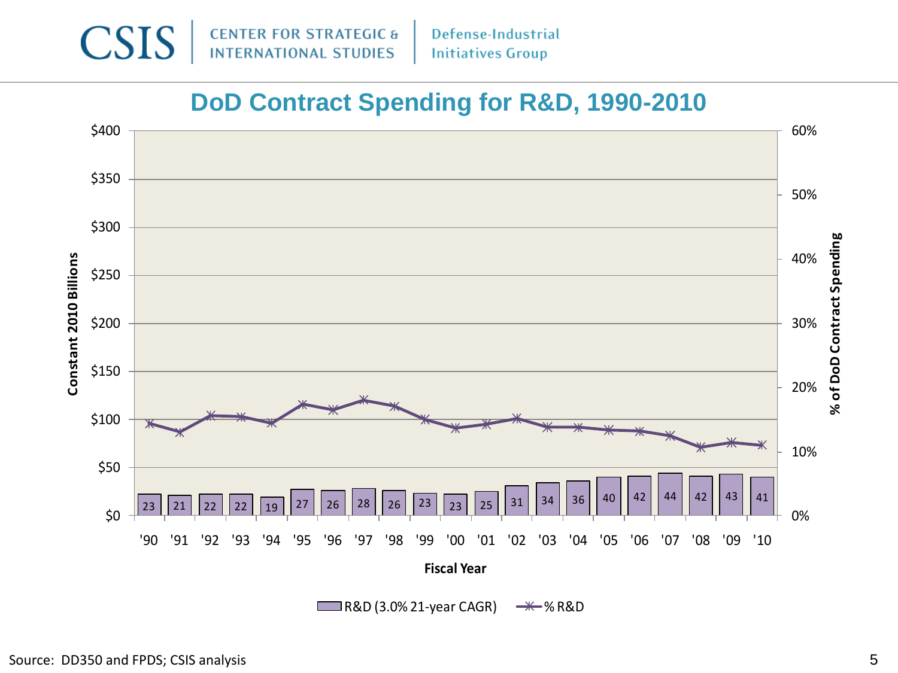# DoD Contract Spending for R&D, 1990-2010

| Fiscal Year | '90 | '91 | '92 | '93 | '94 | '95 | '96 | '97 | '98 | '99 | '00 | '01 | '02 | '03 | '04 | '05 | '06 | '07 | '08 | '09 | '10 |
|---|---|---|---|---|---|---|---|---|---|---|---|---|---|---|---|---|---|---|---|---|---|
| R&D (3.0% 21-year CAGR) (Constant 2010 Billions) | 23 | 21 | 22 | 22 | 19 | 27 | 26 | 28 | 26 | 23 | 23 | 25 | 31 | 34 | 36 | 40 | 42 | 44 | 42 | 43 | 41 |

Legend: R&D (3.0% 21-year CAGR); % R&D (% of DoD Contract Spending)

Source: DD350 and FPDS; CSIS analysis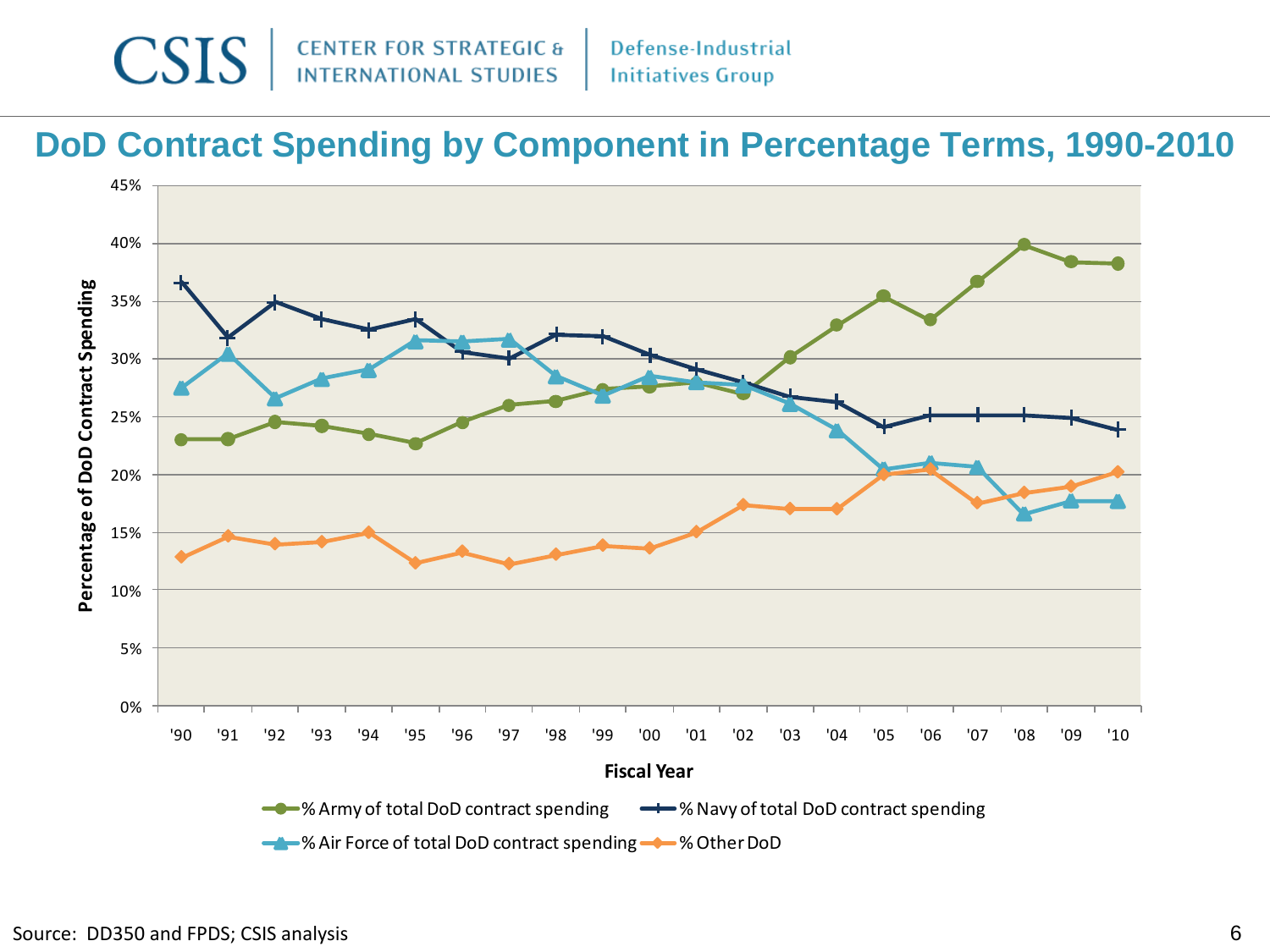# DoD Contract Spending by Component in Percentage Terms, 1990-2010

Source: DD350 and FPDS; CSIS analysis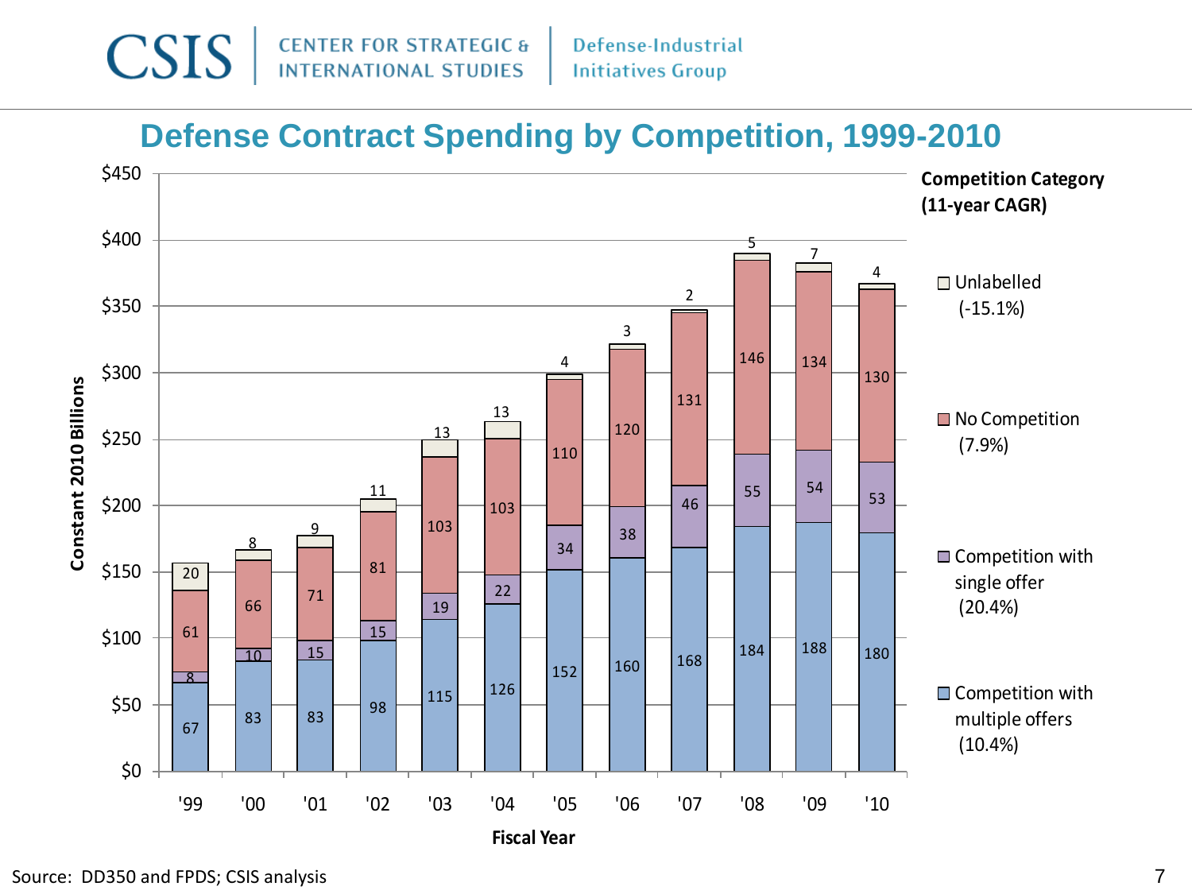# Defense Contract Spending by Competition, 1999-2010

Constant 2010 Billions

| Fiscal Year | Competition with multiple offers | Competition with single offer | No Competition | Unlabelled |
|---|---|---|---|---|
| '99 | 67 | 8 | 61 | 20 |
| '00 | 83 | 10 | 66 | 8 |
| '01 | 83 | 15 | 71 | 9 |
| '02 | 98 | 15 | 81 | 11 |
| '03 | 115 | 19 | 103 | 13 |
| '04 | 126 | 22 | 103 | 13 |
| '05 | 152 | 34 | 110 | 4 |
| '06 | 160 | 38 | 120 | 3 |
| '07 | 168 | 46 | 131 | 2 |
| '08 | 184 | 55 | 146 | 5 |
| '09 | 188 | 54 | 134 | 7 |
| '10 | 180 | 53 | 130 | 4 |

**Competition Category (11-year CAGR)**

- Unlabelled (-15.1%)
- No Competition (7.9%)
- Competition with single offer (20.4%)
- Competition with multiple offers (10.4%)

Source: DD350 and FPDS; CSIS analysis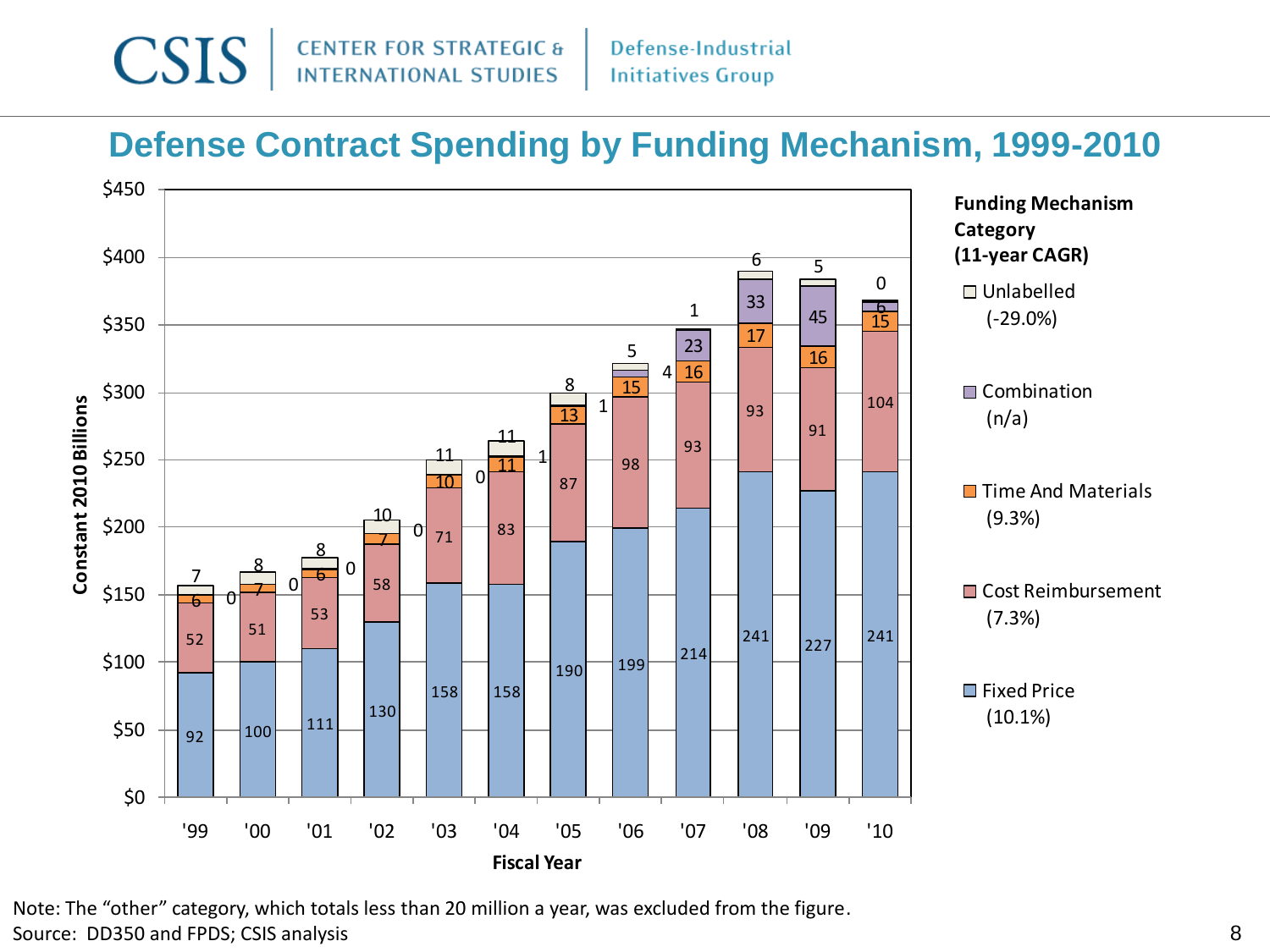# Defense Contract Spending by Funding Mechanism, 1999-2010

Constant 2010 Billions, by Fiscal Year

| Funding Mechanism Category (11-year CAGR) | '99 | '00 | '01 | '02 | '03 | '04 | '05 | '06 | '07 | '08 | '09 | '10 |
|---|---|---|---|---|---|---|---|---|---|---|---|---|
| Unlabelled (-29.0%) | 7 | 8 | 8 | 10 | 11 | 11 | 8 | 5 | 1 | 6 | 5 | 0 |
| Combination (n/a) | 0 | 0 | 0 | 0 | 0 | 1 | 1 | 4 | 23 | 33 | 45 | 6 |
| Time And Materials (9.3%) | 6 | 7 | 6 | 7 | 10 | 11 | 13 | 15 | 16 | 17 | 16 | 15 |
| Cost Reimbursement (7.3%) | 52 | 51 | 53 | 58 | 71 | 83 | 87 | 98 | 93 | 93 | 91 | 104 |
| Fixed Price (10.1%) | 92 | 100 | 111 | 130 | 158 | 158 | 190 | 199 | 214 | 241 | 227 | 241 |

Note: The "other" category, which totals less than 20 million a year, was excluded from the figure.
Source: DD350 and FPDS; CSIS analysis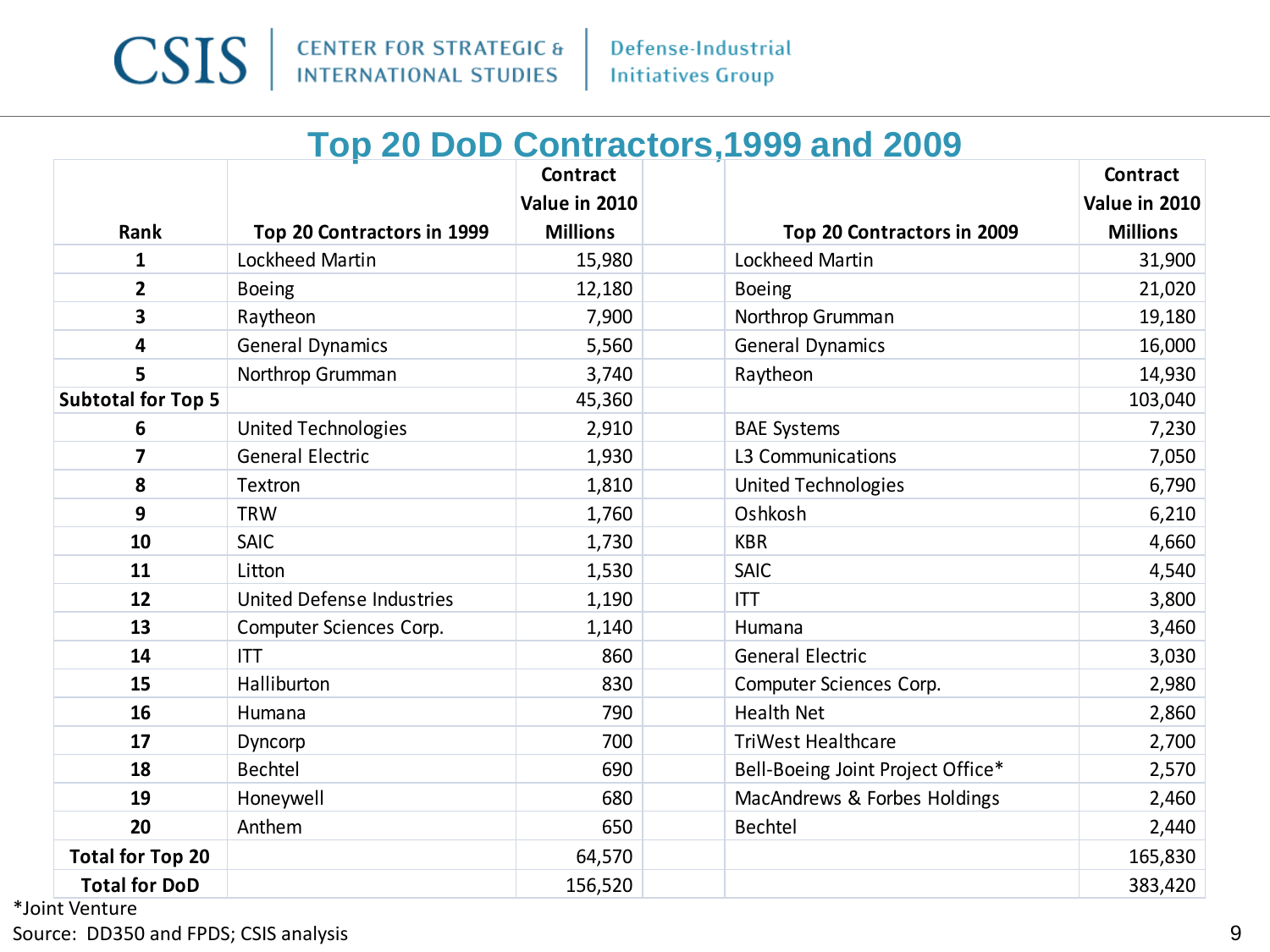## Top 20 DoD Contractors,1999 and 2009

| Rank | Top 20 Contractors in 1999 | Contract Value in 2010 Millions | | Top 20 Contractors in 2009 | Contract Value in 2010 Millions |
|---|---|---|---|---|---|
| 1 | Lockheed Martin | 15,980 | | Lockheed Martin | 31,900 |
| 2 | Boeing | 12,180 | | Boeing | 21,020 |
| 3 | Raytheon | 7,900 | | Northrop Grumman | 19,180 |
| 4 | General Dynamics | 5,560 | | General Dynamics | 16,000 |
| 5 | Northrop Grumman | 3,740 | | Raytheon | 14,930 |
| **Subtotal for Top 5** | | 45,360 | | | 103,040 |
| 6 | United Technologies | 2,910 | | BAE Systems | 7,230 |
| 7 | General Electric | 1,930 | | L3 Communications | 7,050 |
| 8 | Textron | 1,810 | | United Technologies | 6,790 |
| 9 | TRW | 1,760 | | Oshkosh | 6,210 |
| 10 | SAIC | 1,730 | | KBR | 4,660 |
| 11 | Litton | 1,530 | | SAIC | 4,540 |
| 12 | United Defense Industries | 1,190 | | ITT | 3,800 |
| 13 | Computer Sciences Corp. | 1,140 | | Humana | 3,460 |
| 14 | ITT | 860 | | General Electric | 3,030 |
| 15 | Halliburton | 830 | | Computer Sciences Corp. | 2,980 |
| 16 | Humana | 790 | | Health Net | 2,860 |
| 17 | Dyncorp | 700 | | TriWest Healthcare | 2,700 |
| 18 | Bechtel | 690 | | Bell-Boeing Joint Project Office* | 2,570 |
| 19 | Honeywell | 680 | | MacAndrews & Forbes Holdings | 2,460 |
| 20 | Anthem | 650 | | Bechtel | 2,440 |
| **Total for Top 20** | | 64,570 | | | 165,830 |
| **Total for DoD** | | 156,520 | | | 383,420 |

*Joint Venture

Source: DD350 and FPDS; CSIS analysis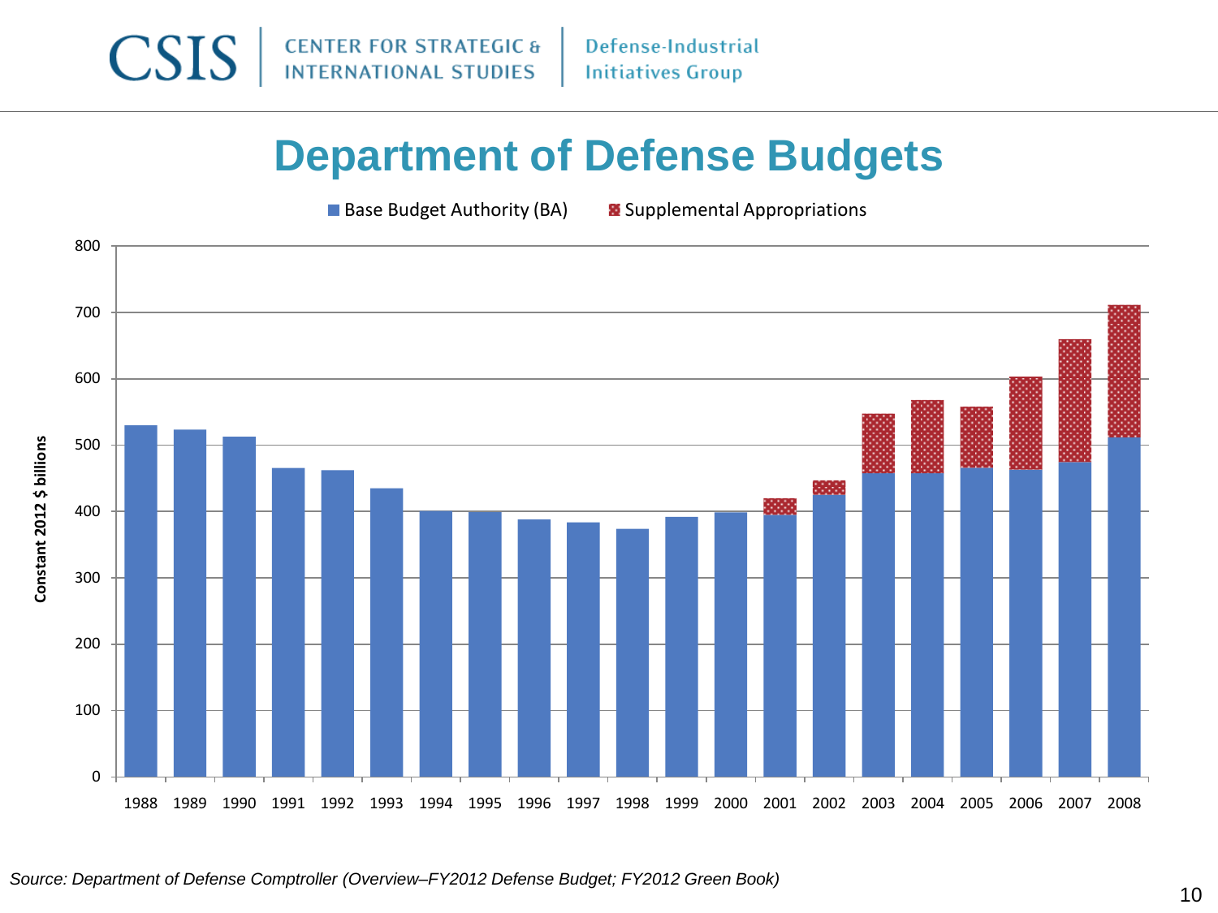# Department of Defense Budgets

■ Base Budget Authority (BA) ■ Supplemental Appropriations

Constant 2012 $ billions

800
700
600
500
400
300
200
100
0

1988 1989 1990 1991 1992 1993 1994 1995 1996 1997 1998 1999 2000 2001 2002 2003 2004 2005 2006 2007 2008

*Source: Department of Defense Comptroller (Overview–FY2012 Defense Budget; FY2012 Green Book)*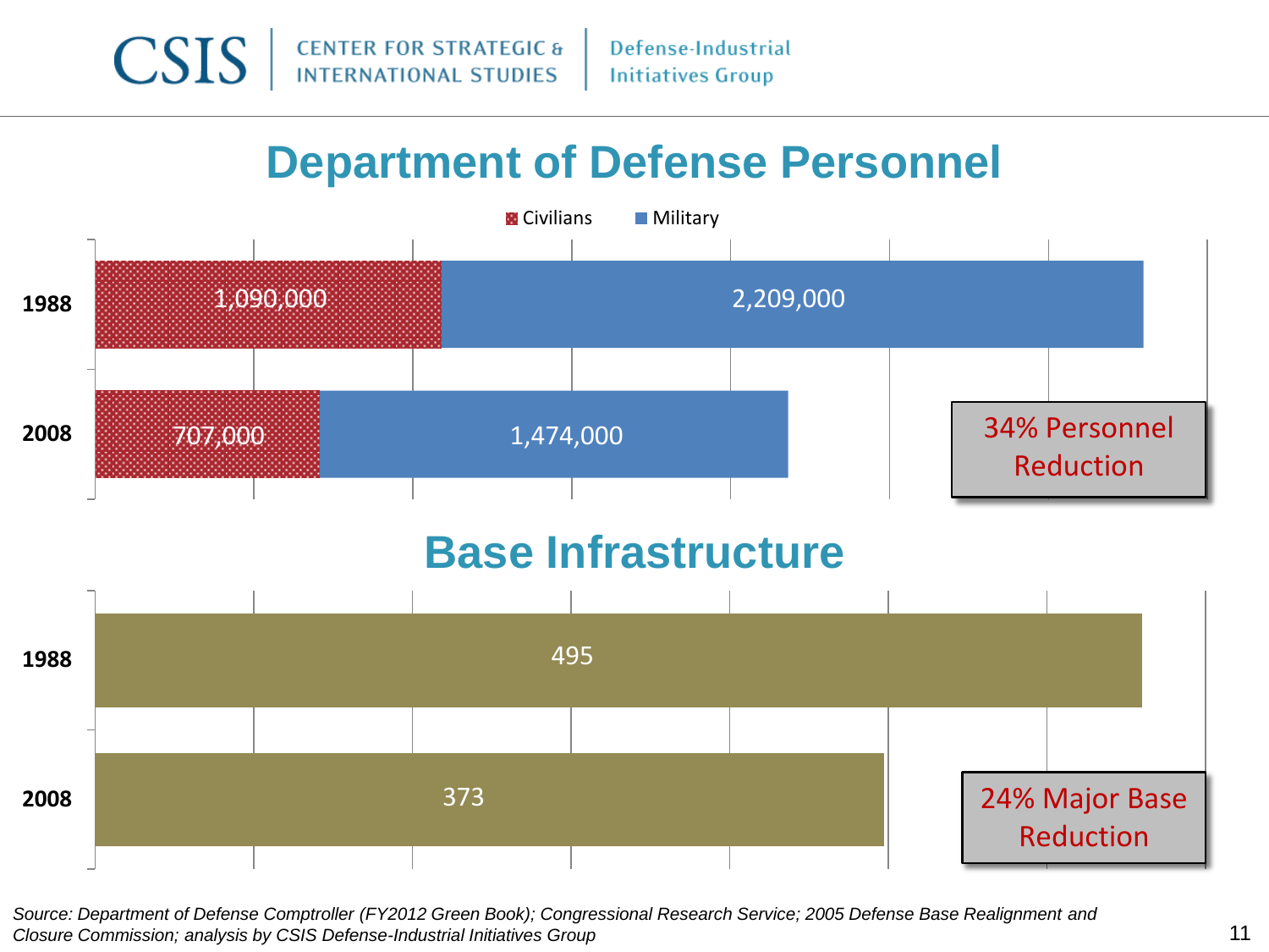# Department of Defense Personnel

| | Civilians | Military |
|---|---|---|
| 1988 | 1,090,000 | 2,209,000 |
| 2008 | 707,000 | 1,474,000 |

34% Personnel Reduction

# Base Infrastructure

| | Bases |
|---|---|
| 1988 | 495 |
| 2008 | 373 |

24% Major Base Reduction

*Source: Department of Defense Comptroller (FY2012 Green Book); Congressional Research Service; 2005 Defense Base Realignment and Closure Commission; analysis by CSIS Defense-Industrial Initiatives Group*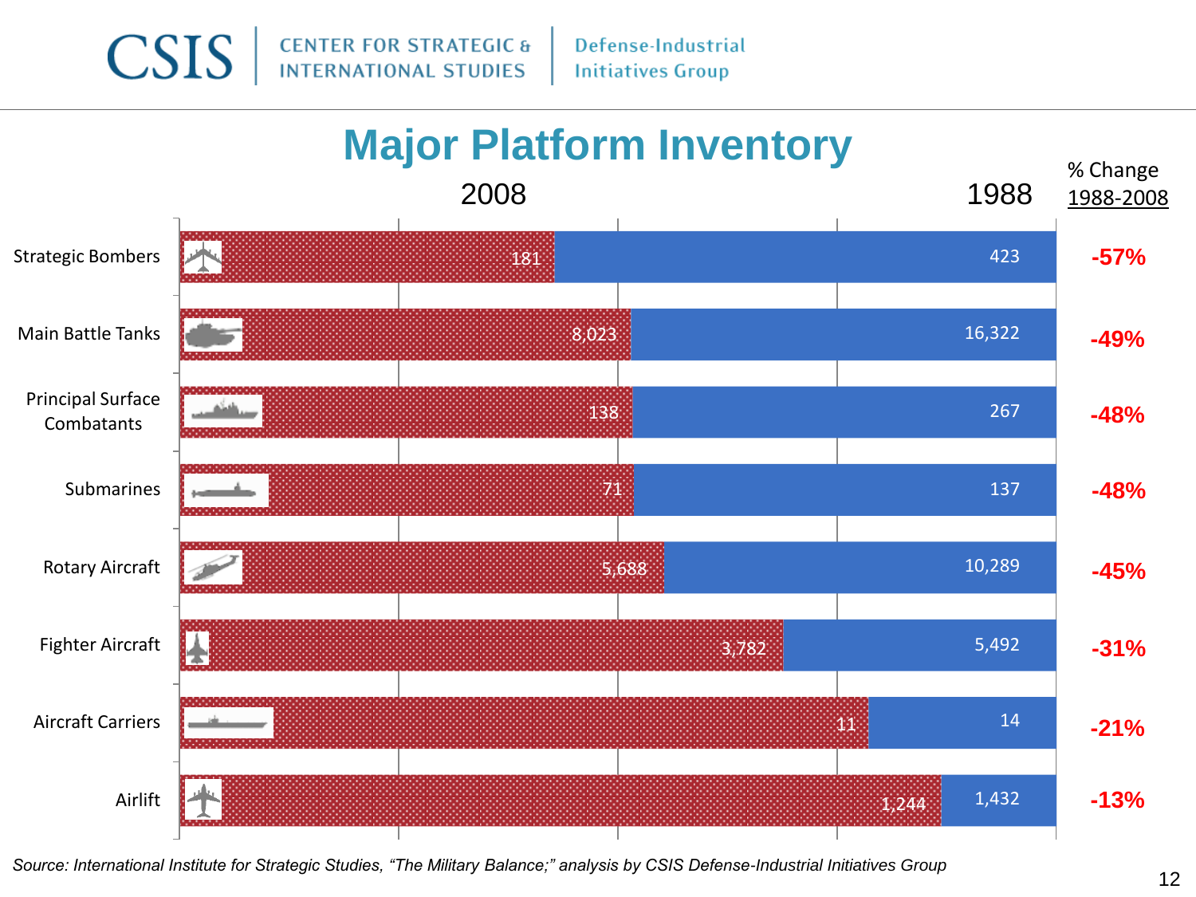# Major Platform Inventory

| Platform | 2008 | 1988 | % Change 1988-2008 |
|---|---|---|---|
| Strategic Bombers | 181 | 423 | -57% |
| Main Battle Tanks | 8,023 | 16,322 | -49% |
| Principal Surface Combatants | 138 | 267 | -48% |
| Submarines | 71 | 137 | -48% |
| Rotary Aircraft | 5,688 | 10,289 | -45% |
| Fighter Aircraft | 3,782 | 5,492 | -31% |
| Aircraft Carriers | 11 | 14 | -21% |
| Airlift | 1,244 | 1,432 | -13% |

*Source: International Institute for Strategic Studies, "The Military Balance;" analysis by CSIS Defense-Industrial Initiatives Group*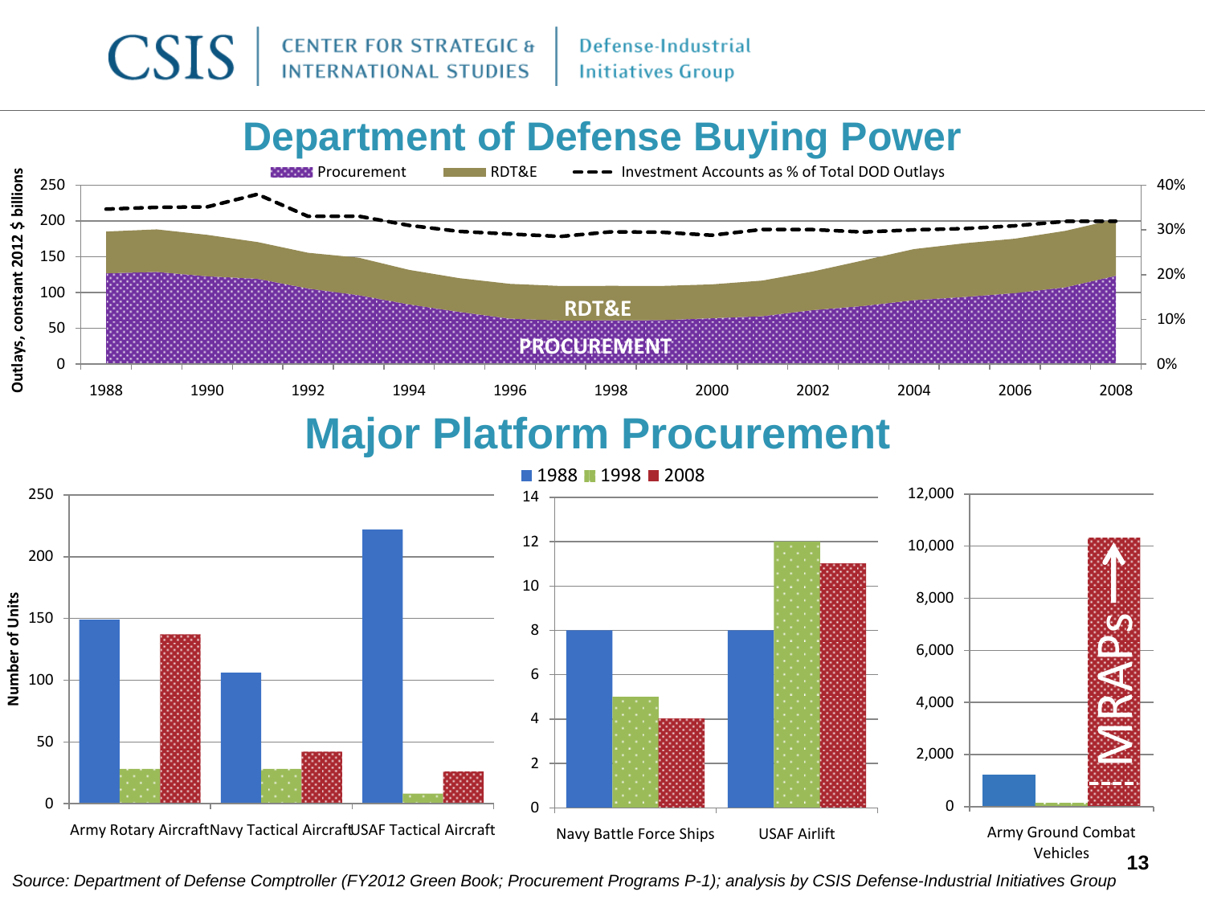# Department of Defense Buying Power

Procurement | RDT&E | Investment Accounts as % of Total DOD Outlays

Outlays, constant 2012 $ billions

RDT&E

PROCUREMENT

# Major Platform Procurement

1988 | 1998 | 2008

Number of Units

Army Rotary Aircraft | Navy Tactical Aircraft | USAF Tactical Aircraft

Navy Battle Force Ships | USAF Airlift

Army Ground Combat Vehicles

MRAPS

*Source: Department of Defense Comptroller (FY2012 Green Book; Procurement Programs P-1); analysis by CSIS Defense-Industrial Initiatives Group*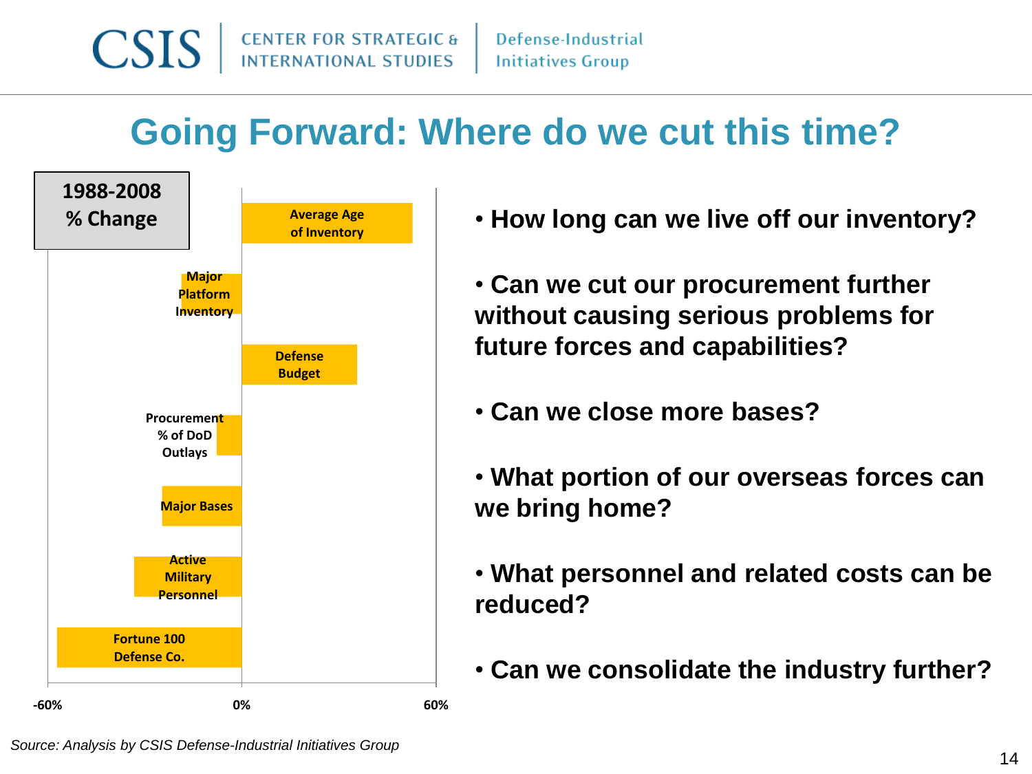# Going Forward: Where do we cut this time?

**1988-2008 % Change**

| Category | Direction |
| --- | --- |
| Average Age of Inventory | Positive |
| Major Platform Inventory | Negative |
| Defense Budget | Positive |
| Procurement % of DoD Outlays | Negative |
| Major Bases | Negative |
| Active Military Personnel | Negative |
| Fortune 100 Defense Co. | Negative |

Axis: -60% | 0% | 60%

- **How long can we live off our inventory?**
- **Can we cut our procurement further without causing serious problems for future forces and capabilities?**
- **Can we close more bases?**
- **What portion of our overseas forces can we bring home?**
- **What personnel and related costs can be reduced?**
- **Can we consolidate the industry further?**

*Source: Analysis by CSIS Defense-Industrial Initiatives Group*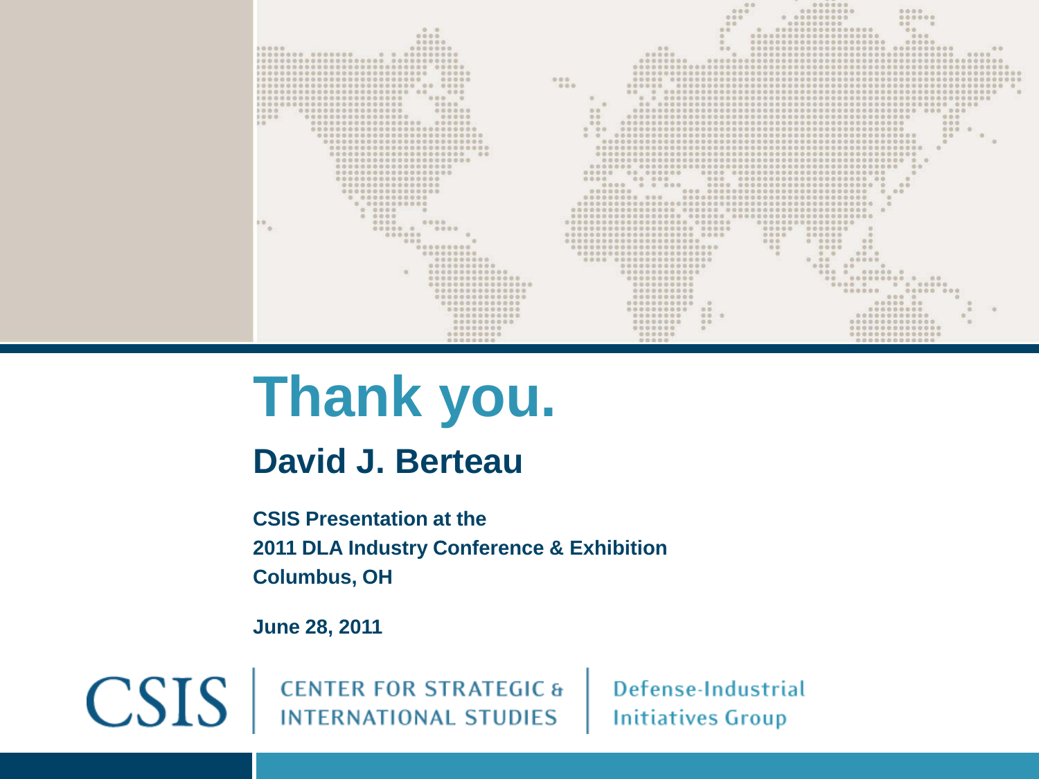# Thank you.

## David J. Berteau

**CSIS Presentation at the**
**2011 DLA Industry Conference & Exhibition**
**Columbus, OH**

**June 28, 2011**

CSIS | CENTER FOR STRATEGIC & INTERNATIONAL STUDIES | Defense-Industrial Initiatives Group